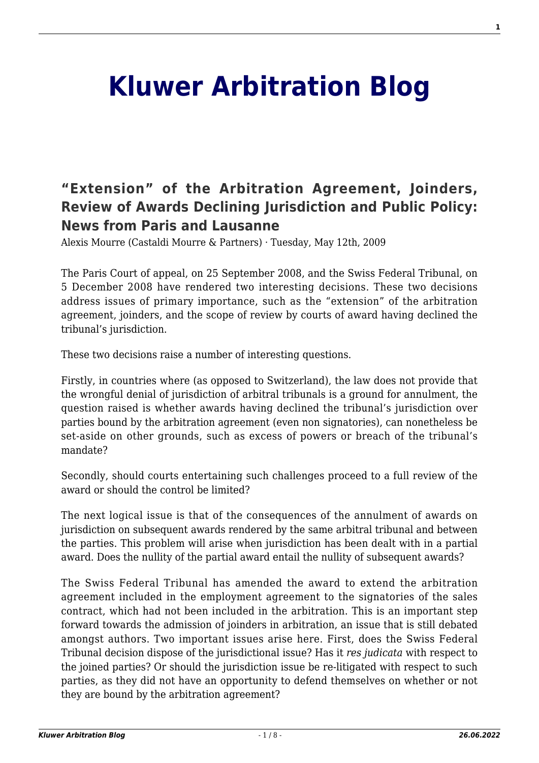# Kluwer Arbitration Blog

## "Extension" of the Arbitration Agreement, Joinders, Review of Awards Declining Jurisdiction and Public Policy: News from Paris and Lausanne

Alexis Mourre (Castaldi Mourre & Partners) · Tuesday, May 12th, 2009

The Paris Court of appeal, on 25 September 2008, and the Swiss Federal Tribunal, on 5 December 2008 have rendered two interesting decisions. These two decisions address issues of primary importance, such as the "extension" of the arbitration agreement, joinders, and the scope of review by courts of award having declined the tribunal's jurisdiction.

These two decisions raise a number of interesting questions.

Firstly, in countries where (as opposed to Switzerland), the law does not provide that the wrongful denial of jurisdiction of arbitral tribunals is a ground for annulment, the question raised is whether awards having declined the tribunal's jurisdiction over parties bound by the arbitration agreement (even non signatories), can nonetheless be set-aside on other grounds, such as excess of powers or breach of the tribunal's mandate?

Secondly, should courts entertaining such challenges proceed to a full review of the award or should the control be limited?

The next logical issue is that of the consequences of the annulment of awards on jurisdiction on subsequent awards rendered by the same arbitral tribunal and between the parties. This problem will arise when jurisdiction has been dealt with in a partial award. Does the nullity of the partial award entail the nullity of subsequent awards?

The Swiss Federal Tribunal has amended the award to extend the arbitration agreement included in the employment agreement to the signatories of the sales contract, which had not been included in the arbitration. This is an important step forward towards the admission of joinders in arbitration, an issue that is still debated amongst authors. Two important issues arise here. First, does the Swiss Federal Tribunal decision dispose of the jurisdictional issue? Has it *res judicata* with respect to the joined parties? Or should the jurisdiction issue be re-litigated with respect to such parties, as they did not have an opportunity to defend themselves on whether or not they are bound by the arbitration agreement?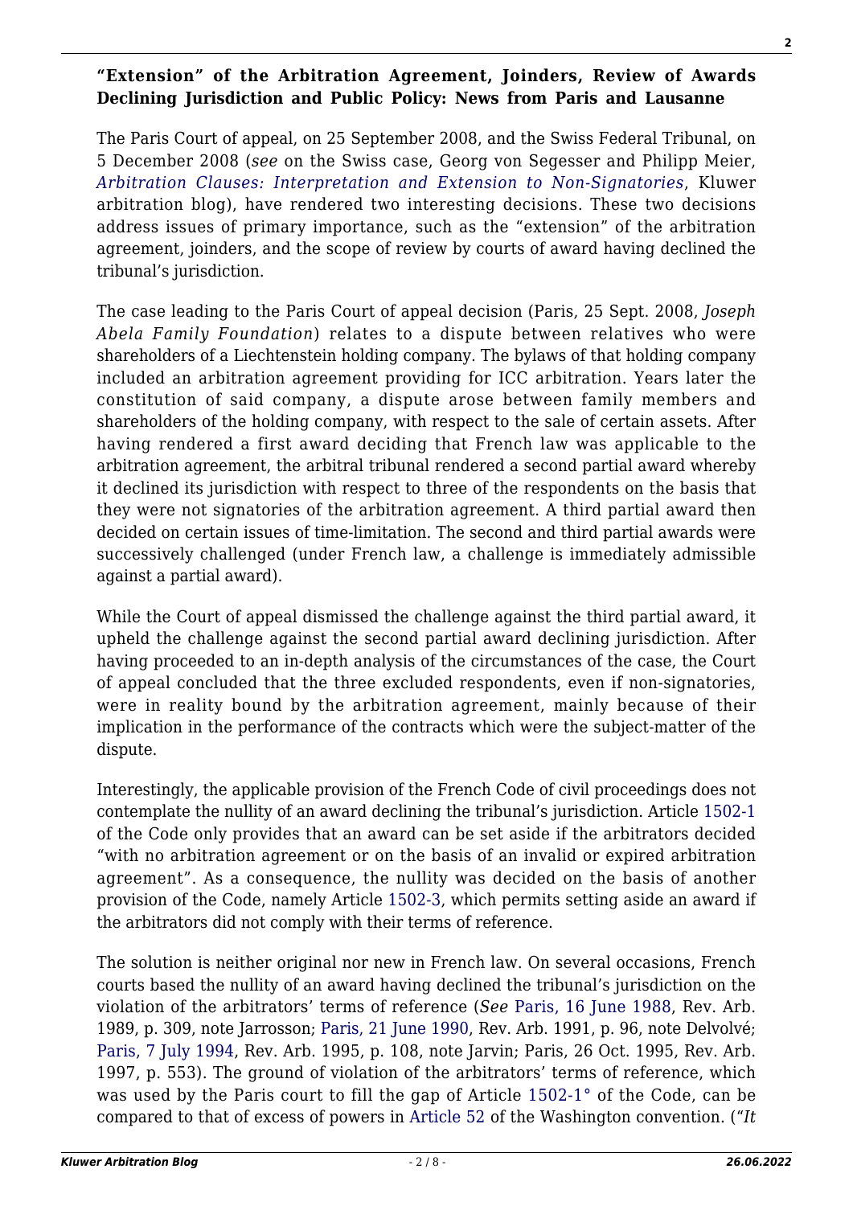### "Extension" of the Arbitration Agreement, Joinders, Review of Awards Declining Jurisdiction and Public Policy: News from Paris and Lausanne

The Paris Court of appeal, on 25 September 2008, and the Swiss Federal Tribunal, on 5 December 2008 (*see* on the Swiss case, Georg von Segesser and Philipp Meier, *Arbitration Clauses: Interpretation and Extension to Non-Signatories*, Kluwer arbitration blog), have rendered two interesting decisions. These two decisions address issues of primary importance, such as the "extension" of the arbitration agreement, joinders, and the scope of review by courts of award having declined the tribunal's jurisdiction.

The case leading to the Paris Court of appeal decision (Paris, 25 Sept. 2008, *Joseph Abela Family Foundation*) relates to a dispute between relatives who were shareholders of a Liechtenstein holding company. The bylaws of that holding company included an arbitration agreement providing for ICC arbitration. Years later the constitution of said company, a dispute arose between family members and shareholders of the holding company, with respect to the sale of certain assets. After having rendered a first award deciding that French law was applicable to the arbitration agreement, the arbitral tribunal rendered a second partial award whereby it declined its jurisdiction with respect to three of the respondents on the basis that they were not signatories of the arbitration agreement. A third partial award then decided on certain issues of time-limitation. The second and third partial awards were successively challenged (under French law, a challenge is immediately admissible against a partial award).

While the Court of appeal dismissed the challenge against the third partial award, it upheld the challenge against the second partial award declining jurisdiction. After having proceeded to an in-depth analysis of the circumstances of the case, the Court of appeal concluded that the three excluded respondents, even if non-signatories, were in reality bound by the arbitration agreement, mainly because of their implication in the performance of the contracts which were the subject-matter of the dispute.

Interestingly, the applicable provision of the French Code of civil proceedings does not contemplate the nullity of an award declining the tribunal's jurisdiction. Article 1502-1 of the Code only provides that an award can be set aside if the arbitrators decided "with no arbitration agreement or on the basis of an invalid or expired arbitration agreement". As a consequence, the nullity was decided on the basis of another provision of the Code, namely Article 1502-3, which permits setting aside an award if the arbitrators did not comply with their terms of reference.

The solution is neither original nor new in French law. On several occasions, French courts based the nullity of an award having declined the tribunal's jurisdiction on the violation of the arbitrators' terms of reference (*See* Paris, 16 June 1988, Rev. Arb. 1989, p. 309, note Jarrosson; Paris, 21 June 1990, Rev. Arb. 1991, p. 96, note Delvolvé; Paris, 7 July 1994, Rev. Arb. 1995, p. 108, note Jarvin; Paris, 26 Oct. 1995, Rev. Arb. 1997, p. 553). The ground of violation of the arbitrators' terms of reference, which was used by the Paris court to fill the gap of Article 1502-1° of the Code, can be compared to that of excess of powers in Article 52 of the Washington convention. ("*It*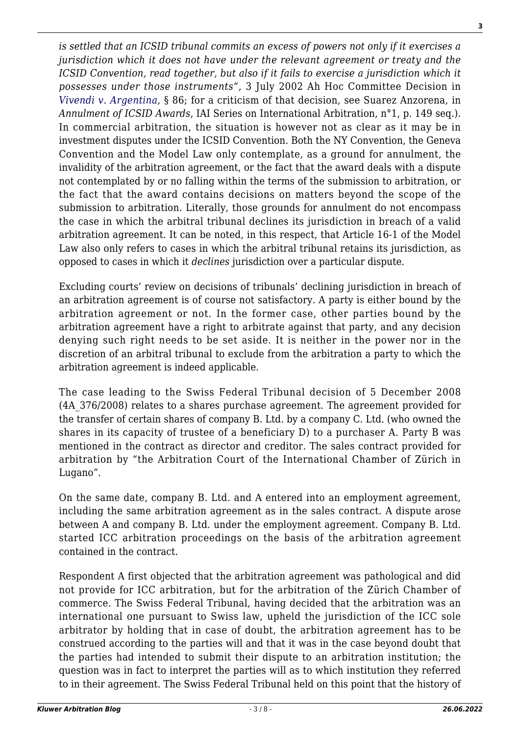*is settled that an ICSID tribunal commits an excess of powers not only if it exercises a jurisdiction which it does not have under the relevant agreement or treaty and the ICSID Convention, read together, but also if it fails to exercise a jurisdiction which it possesses under those instruments*", 3 July 2002 Ah Hoc Committee Decision in *Vivendi v. Argentina*, § 86; for a criticism of that decision, see Suarez Anzorena, in *Annulment of ICSID Awards*, IAI Series on International Arbitration, n°1, p. 149 seq.). In commercial arbitration, the situation is however not as clear as it may be in investment disputes under the ICSID Convention. Both the NY Convention, the Geneva Convention and the Model Law only contemplate, as a ground for annulment, the invalidity of the arbitration agreement, or the fact that the award deals with a dispute not contemplated by or no falling within the terms of the submission to arbitration, or the fact that the award contains decisions on matters beyond the scope of the submission to arbitration. Literally, those grounds for annulment do not encompass the case in which the arbitral tribunal declines its jurisdiction in breach of a valid arbitration agreement. It can be noted, in this respect, that Article 16-1 of the Model Law also only refers to cases in which the arbitral tribunal retains its jurisdiction, as opposed to cases in which it *declines* jurisdiction over a particular dispute.

Excluding courts' review on decisions of tribunals' declining jurisdiction in breach of an arbitration agreement is of course not satisfactory. A party is either bound by the arbitration agreement or not. In the former case, other parties bound by the arbitration agreement have a right to arbitrate against that party, and any decision denying such right needs to be set aside. It is neither in the power nor in the discretion of an arbitral tribunal to exclude from the arbitration a party to which the arbitration agreement is indeed applicable.

The case leading to the Swiss Federal Tribunal decision of 5 December 2008 (4A_376/2008) relates to a shares purchase agreement. The agreement provided for the transfer of certain shares of company B. Ltd. by a company C. Ltd. (who owned the shares in its capacity of trustee of a beneficiary D) to a purchaser A. Party B was mentioned in the contract as director and creditor. The sales contract provided for arbitration by "the Arbitration Court of the International Chamber of Zürich in Lugano".

On the same date, company B. Ltd. and A entered into an employment agreement, including the same arbitration agreement as in the sales contract. A dispute arose between A and company B. Ltd. under the employment agreement. Company B. Ltd. started ICC arbitration proceedings on the basis of the arbitration agreement contained in the contract.

Respondent A first objected that the arbitration agreement was pathological and did not provide for ICC arbitration, but for the arbitration of the Zürich Chamber of commerce. The Swiss Federal Tribunal, having decided that the arbitration was an international one pursuant to Swiss law, upheld the jurisdiction of the ICC sole arbitrator by holding that in case of doubt, the arbitration agreement has to be construed according to the parties will and that it was in the case beyond doubt that the parties had intended to submit their dispute to an arbitration institution; the question was in fact to interpret the parties will as to which institution they referred to in their agreement. The Swiss Federal Tribunal held on this point that the history of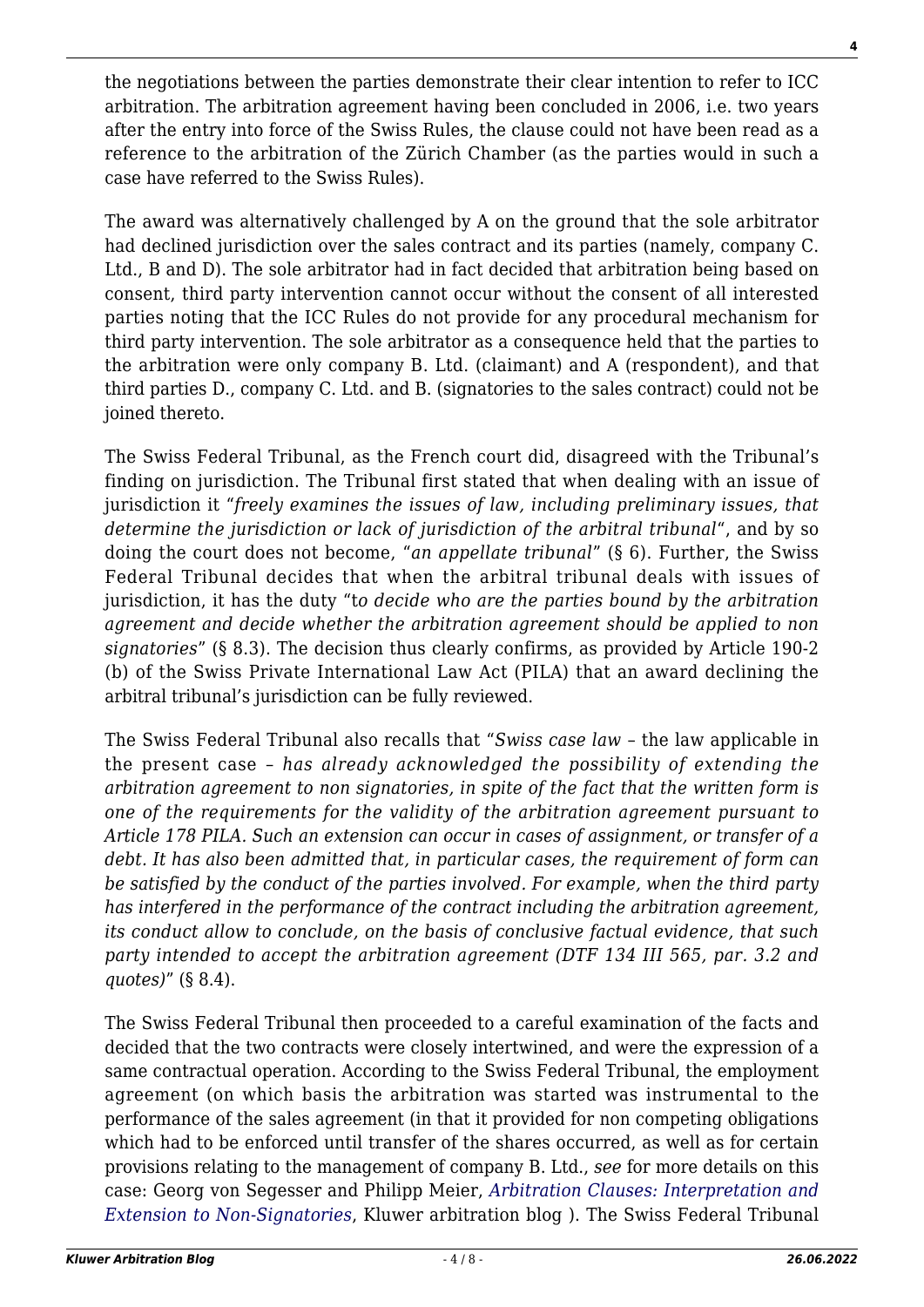the negotiations between the parties demonstrate their clear intention to refer to ICC arbitration. The arbitration agreement having been concluded in 2006, i.e. two years after the entry into force of the Swiss Rules, the clause could not have been read as a reference to the arbitration of the Zürich Chamber (as the parties would in such a case have referred to the Swiss Rules).

The award was alternatively challenged by A on the ground that the sole arbitrator had declined jurisdiction over the sales contract and its parties (namely, company C. Ltd., B and D). The sole arbitrator had in fact decided that arbitration being based on consent, third party intervention cannot occur without the consent of all interested parties noting that the ICC Rules do not provide for any procedural mechanism for third party intervention. The sole arbitrator as a consequence held that the parties to the arbitration were only company B. Ltd. (claimant) and A (respondent), and that third parties D., company C. Ltd. and B. (signatories to the sales contract) could not be joined thereto.

The Swiss Federal Tribunal, as the French court did, disagreed with the Tribunal's finding on jurisdiction. The Tribunal first stated that when dealing with an issue of jurisdiction it "*freely examines the issues of law, including preliminary issues, that determine the jurisdiction or lack of jurisdiction of the arbitral tribunal*", and by so doing the court does not become, "*an appellate tribunal*" (§ 6). Further, the Swiss Federal Tribunal decides that when the arbitral tribunal deals with issues of jurisdiction, it has the duty "t*o decide who are the parties bound by the arbitration agreement and decide whether the arbitration agreement should be applied to non signatories*" (§ 8.3). The decision thus clearly confirms, as provided by Article 190-2 (b) of the Swiss Private International Law Act (PILA) that an award declining the arbitral tribunal's jurisdiction can be fully reviewed.

The Swiss Federal Tribunal also recalls that "*Swiss case law* – the law applicable in the present case – *has already acknowledged the possibility of extending the arbitration agreement to non signatories, in spite of the fact that the written form is one of the requirements for the validity of the arbitration agreement pursuant to Article 178 PILA. Such an extension can occur in cases of assignment, or transfer of a debt. It has also been admitted that, in particular cases, the requirement of form can be satisfied by the conduct of the parties involved. For example, when the third party has interfered in the performance of the contract including the arbitration agreement, its conduct allow to conclude, on the basis of conclusive factual evidence, that such party intended to accept the arbitration agreement (DTF 134 III 565, par. 3.2 and quotes)*" (§ 8.4).

The Swiss Federal Tribunal then proceeded to a careful examination of the facts and decided that the two contracts were closely intertwined, and were the expression of a same contractual operation. According to the Swiss Federal Tribunal, the employment agreement (on which basis the arbitration was started was instrumental to the performance of the sales agreement (in that it provided for non competing obligations which had to be enforced until transfer of the shares occurred, as well as for certain provisions relating to the management of company B. Ltd., *see* for more details on this case: Georg von Segesser and Philipp Meier, *Arbitration Clauses: Interpretation and Extension to Non-Signatories*, Kluwer arbitration blog ). The Swiss Federal Tribunal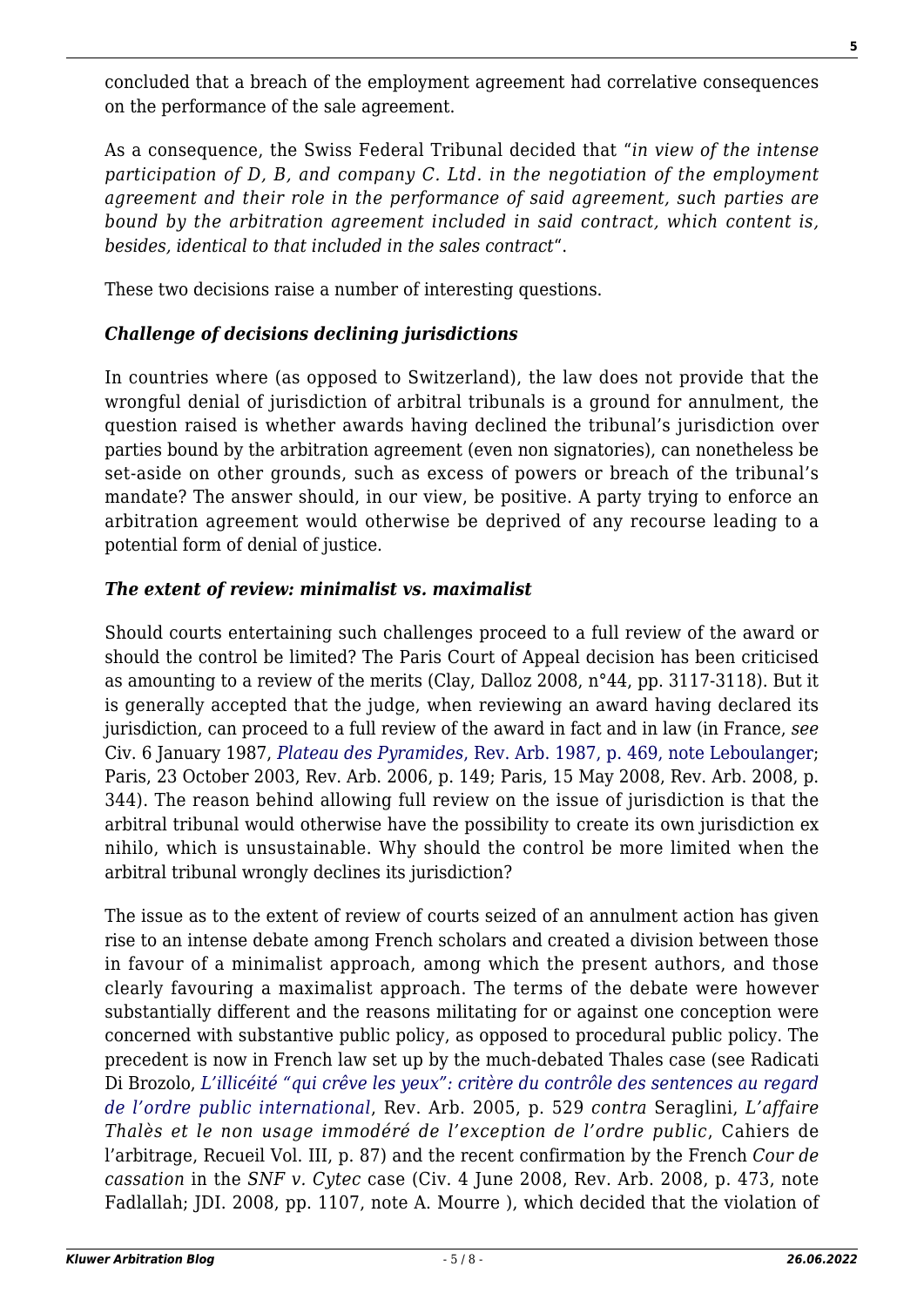concluded that a breach of the employment agreement had correlative consequences on the performance of the sale agreement.

As a consequence, the Swiss Federal Tribunal decided that "*in view of the intense participation of D, B, and company C. Ltd. in the negotiation of the employment agreement and their role in the performance of said agreement, such parties are bound by the arbitration agreement included in said contract, which content is, besides, identical to that included in the sales contract*".

These two decisions raise a number of interesting questions.

### *Challenge of decisions declining jurisdictions*

In countries where (as opposed to Switzerland), the law does not provide that the wrongful denial of jurisdiction of arbitral tribunals is a ground for annulment, the question raised is whether awards having declined the tribunal's jurisdiction over parties bound by the arbitration agreement (even non signatories), can nonetheless be set-aside on other grounds, such as excess of powers or breach of the tribunal's mandate? The answer should, in our view, be positive. A party trying to enforce an arbitration agreement would otherwise be deprived of any recourse leading to a potential form of denial of justice.

### *The extent of review: minimalist vs. maximalist*

Should courts entertaining such challenges proceed to a full review of the award or should the control be limited? The Paris Court of Appeal decision has been criticised as amounting to a review of the merits (Clay, Dalloz 2008, n°44, pp. 3117-3118). But it is generally accepted that the judge, when reviewing an award having declared its jurisdiction, can proceed to a full review of the award in fact and in law (in France, *see* Civ. 6 January 1987, *Plateau des Pyramides*, Rev. Arb. 1987, p. 469, note Leboulanger; Paris, 23 October 2003, Rev. Arb. 2006, p. 149; Paris, 15 May 2008, Rev. Arb. 2008, p. 344). The reason behind allowing full review on the issue of jurisdiction is that the arbitral tribunal would otherwise have the possibility to create its own jurisdiction ex nihilo, which is unsustainable. Why should the control be more limited when the arbitral tribunal wrongly declines its jurisdiction?

The issue as to the extent of review of courts seized of an annulment action has given rise to an intense debate among French scholars and created a division between those in favour of a minimalist approach, among which the present authors, and those clearly favouring a maximalist approach. The terms of the debate were however substantially different and the reasons militating for or against one conception were concerned with substantive public policy, as opposed to procedural public policy. The precedent is now in French law set up by the much-debated Thales case (see Radicati Di Brozolo, *L'illicéité "qui crêve les yeux": critère du contrôle des sentences au regard de l'ordre public international*, Rev. Arb. 2005, p. 529 *contra* Seraglini, *L'affaire Thalès et le non usage immodéré de l'exception de l'ordre public*, Cahiers de l'arbitrage, Recueil Vol. III, p. 87) and the recent confirmation by the French *Cour de cassation* in the *SNF v. Cytec* case (Civ. 4 June 2008, Rev. Arb. 2008, p. 473, note Fadlallah; JDI. 2008, pp. 1107, note A. Mourre ), which decided that the violation of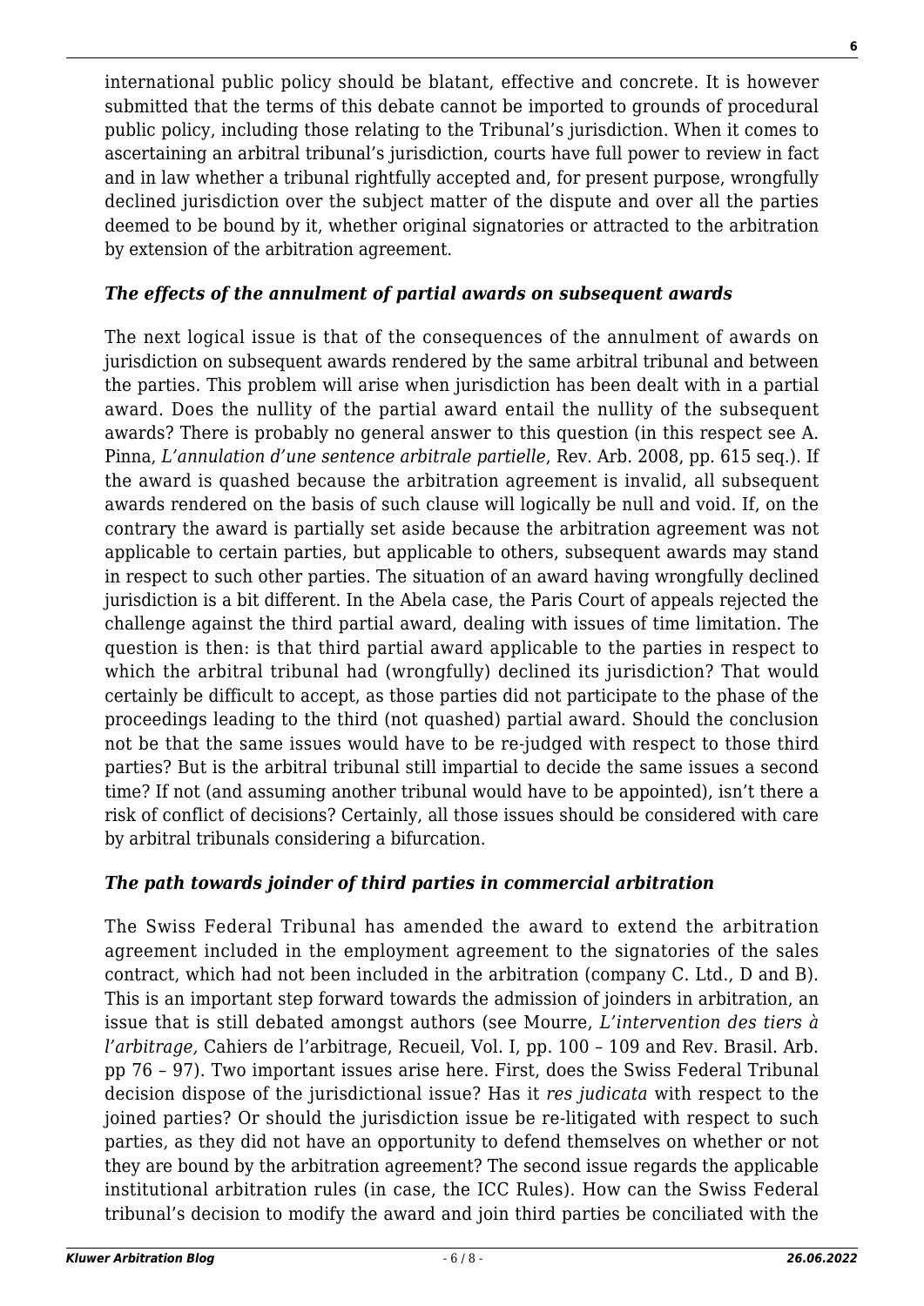international public policy should be blatant, effective and concrete. It is however submitted that the terms of this debate cannot be imported to grounds of procedural public policy, including those relating to the Tribunal's jurisdiction. When it comes to ascertaining an arbitral tribunal's jurisdiction, courts have full power to review in fact and in law whether a tribunal rightfully accepted and, for present purpose, wrongfully declined jurisdiction over the subject matter of the dispute and over all the parties deemed to be bound by it, whether original signatories or attracted to the arbitration by extension of the arbitration agreement.

### *The effects of the annulment of partial awards on subsequent awards*

The next logical issue is that of the consequences of the annulment of awards on jurisdiction on subsequent awards rendered by the same arbitral tribunal and between the parties. This problem will arise when jurisdiction has been dealt with in a partial award. Does the nullity of the partial award entail the nullity of the subsequent awards? There is probably no general answer to this question (in this respect see A. Pinna, *L'annulation d'une sentence arbitrale partielle*, Rev. Arb. 2008, pp. 615 seq.). If the award is quashed because the arbitration agreement is invalid, all subsequent awards rendered on the basis of such clause will logically be null and void. If, on the contrary the award is partially set aside because the arbitration agreement was not applicable to certain parties, but applicable to others, subsequent awards may stand in respect to such other parties. The situation of an award having wrongfully declined jurisdiction is a bit different. In the Abela case, the Paris Court of appeals rejected the challenge against the third partial award, dealing with issues of time limitation. The question is then: is that third partial award applicable to the parties in respect to which the arbitral tribunal had (wrongfully) declined its jurisdiction? That would certainly be difficult to accept, as those parties did not participate to the phase of the proceedings leading to the third (not quashed) partial award. Should the conclusion not be that the same issues would have to be re-judged with respect to those third parties? But is the arbitral tribunal still impartial to decide the same issues a second time? If not (and assuming another tribunal would have to be appointed), isn't there a risk of conflict of decisions? Certainly, all those issues should be considered with care by arbitral tribunals considering a bifurcation.

### *The path towards joinder of third parties in commercial arbitration*

The Swiss Federal Tribunal has amended the award to extend the arbitration agreement included in the employment agreement to the signatories of the sales contract, which had not been included in the arbitration (company C. Ltd., D and B). This is an important step forward towards the admission of joinders in arbitration, an issue that is still debated amongst authors (see Mourre, *L'intervention des tiers à l'arbitrage,* Cahiers de l'arbitrage, Recueil, Vol. I, pp. 100 – 109 and Rev. Brasil. Arb. pp 76 – 97). Two important issues arise here. First, does the Swiss Federal Tribunal decision dispose of the jurisdictional issue? Has it *res judicata* with respect to the joined parties? Or should the jurisdiction issue be re-litigated with respect to such parties, as they did not have an opportunity to defend themselves on whether or not they are bound by the arbitration agreement? The second issue regards the applicable institutional arbitration rules (in case, the ICC Rules). How can the Swiss Federal tribunal's decision to modify the award and join third parties be conciliated with the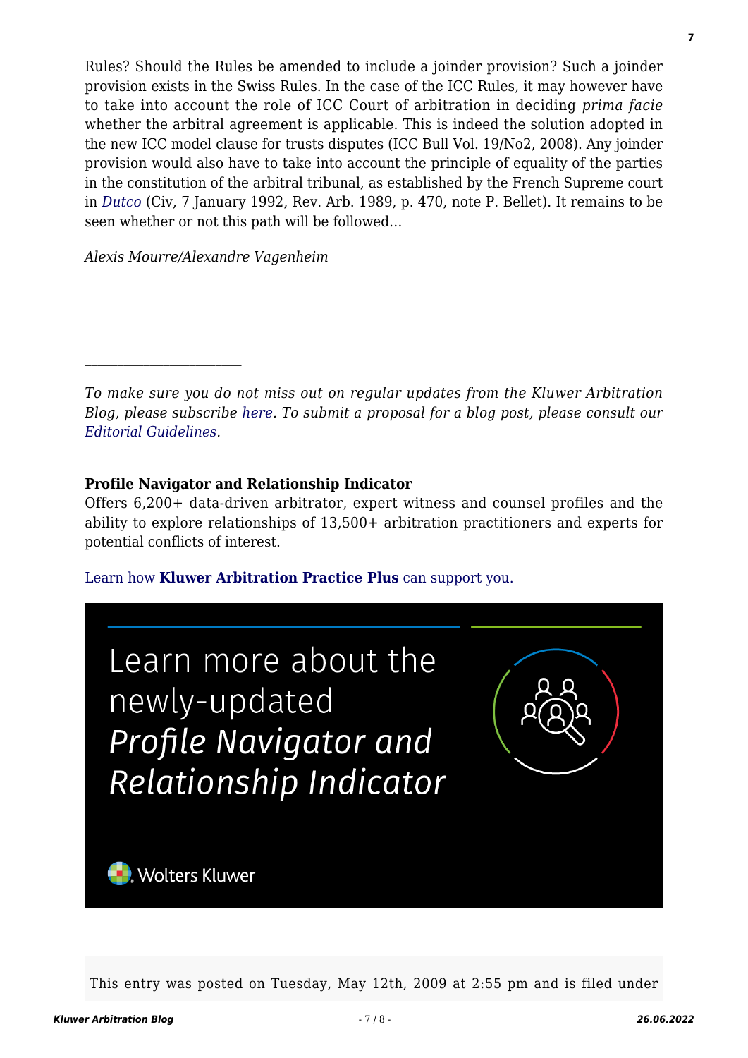Rules? Should the Rules be amended to include a joinder provision? Such a joinder provision exists in the Swiss Rules. In the case of the ICC Rules, it may however have to take into account the role of ICC Court of arbitration in deciding *prima facie* whether the arbitral agreement is applicable. This is indeed the solution adopted in the new ICC model clause for trusts disputes (ICC Bull Vol. 19/No2, 2008). Any joinder provision would also have to take into account the principle of equality of the parties in the constitution of the arbitral tribunal, as established by the French Supreme court in *Dutco* (Civ, 7 January 1992, Rev. Arb. 1989, p. 470, note P. Bellet). It remains to be seen whether or not this path will be followed…

*Alexis Mourre/Alexandre Vagenheim*

---

*To make sure you do not miss out on regular updates from the Kluwer Arbitration Blog, please subscribe here. To submit a proposal for a blog post, please consult our Editorial Guidelines.*

**Profile Navigator and Relationship Indicator**
Offers 6,200+ data-driven arbitrator, expert witness and counsel profiles and the ability to explore relationships of 13,500+ arbitration practitioners and experts for potential conflicts of interest.

Learn how **Kluwer Arbitration Practice Plus** can support you.

Learn more about the newly-updated *Profile Navigator and Relationship Indicator*

Wolters Kluwer

This entry was posted on Tuesday, May 12th, 2009 at 2:55 pm and is filed under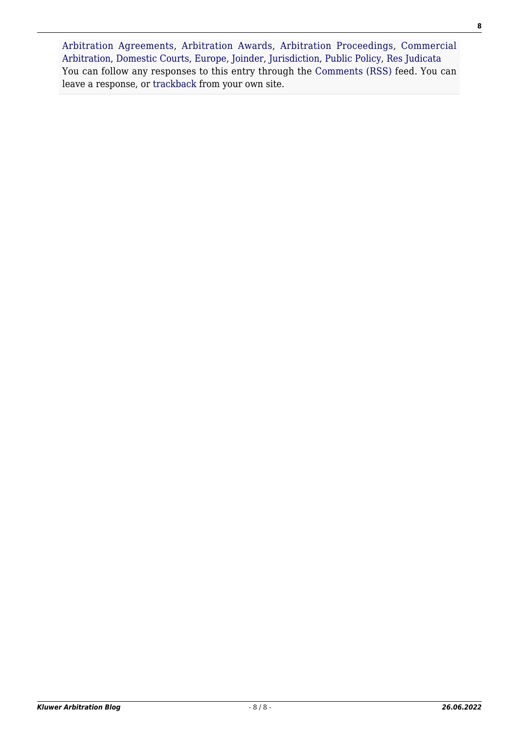Arbitration Agreements, Arbitration Awards, Arbitration Proceedings, Commercial Arbitration, Domestic Courts, Europe, Joinder, Jurisdiction, Public Policy, Res Judicata

You can follow any responses to this entry through the Comments (RSS) feed. You can leave a response, or trackback from your own site.